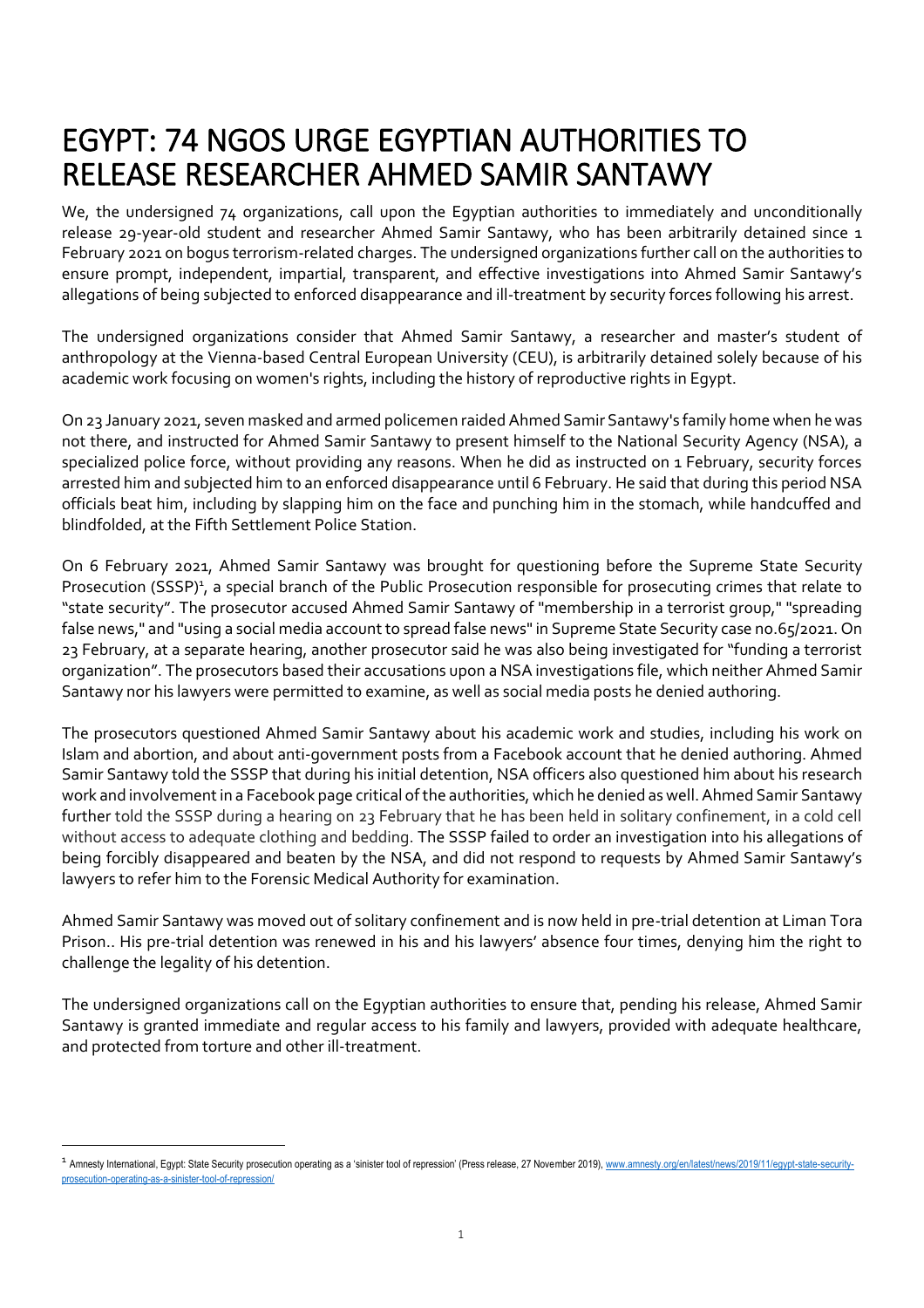# EGYPT: 74 NGOS URGE EGYPTIAN AUTHORITIES TO RELEASE RESEARCHER AHMED SAMIR SANTAWY

We, the undersigned 74 organizations, call upon the Egyptian authorities to immediately and unconditionally release 29-year-old student and researcher Ahmed Samir Santawy, who has been arbitrarily detained since 1 February 2021 on bogus terrorism-related charges. The undersigned organizations further call on the authorities to ensure prompt, independent, impartial, transparent, and effective investigations into Ahmed Samir Santawy's allegations of being subjected to enforced disappearance and ill-treatment by security forces following his arrest.

The undersigned organizations consider that Ahmed Samir Santawy, a researcher and master's student of anthropology at the Vienna-based Central European University (CEU), is arbitrarily detained solely because of his academic work focusing on women's rights, including the history of reproductive rights in Egypt.

On 23 January 2021, seven masked and armed policemen raided Ahmed Samir Santawy's family home when he was not there, and instructed for Ahmed Samir Santawy to present himself to the National Security Agency (NSA), a specialized police force, without providing any reasons. When he did as instructed on 1 February, security forces arrested him and subjected him to an enforced disappearance until 6 February. He said that during this period NSA officials beat him, including by slapping him on the face and punching him in the stomach, while handcuffed and blindfolded, at the Fifth Settlement Police Station.

On 6 February 2021, Ahmed Samir Santawy was brought for questioning before the Supreme State Security Prosecution (SSSP)[1], a special branch of the Public Prosecution responsible for prosecuting crimes that relate to "state security". The prosecutor accused Ahmed Samir Santawy of "membership in a terrorist group," "spreading false news," and "using a social media account to spread false news" in Supreme State Security case no.65/2021. On 23 February, at a separate hearing, another prosecutor said he was also being investigated for "funding a terrorist organization". The prosecutors based their accusations upon a NSA investigations file, which neither Ahmed Samir Santawy nor his lawyers were permitted to examine, as well as social media posts he denied authoring.

The prosecutors questioned Ahmed Samir Santawy about his academic work and studies, including his work on Islam and abortion, and about anti-government posts from a Facebook account that he denied authoring. Ahmed Samir Santawy told the SSSP that during his initial detention, NSA officers also questioned him about his research work and involvement in a Facebook page critical of the authorities, which he denied as well. Ahmed Samir Santawy further told the SSSP during a hearing on 23 February that he has been held in solitary confinement, in a cold cell without access to adequate clothing and bedding. The SSSP failed to order an investigation into his allegations of being forcibly disappeared and beaten by the NSA, and did not respond to requests by Ahmed Samir Santawy's lawyers to refer him to the Forensic Medical Authority for examination.

Ahmed Samir Santawy was moved out of solitary confinement and is now held in pre-trial detention at Liman Tora Prison.. His pre-trial detention was renewed in his and his lawyers' absence four times, denying him the right to challenge the legality of his detention.

The undersigned organizations call on the Egyptian authorities to ensure that, pending his release, Ahmed Samir Santawy is granted immediate and regular access to his family and lawyers, provided with adequate healthcare, and protected from torture and other ill-treatment.

---

[1] Amnesty International, Egypt: State Security prosecution operating as a 'sinister tool of repression' (Press release, 27 November 2019), www.amnesty.org/en/latest/news/2019/11/egypt-state-security-prosecution-operating-as-a-sinister-tool-of-repression/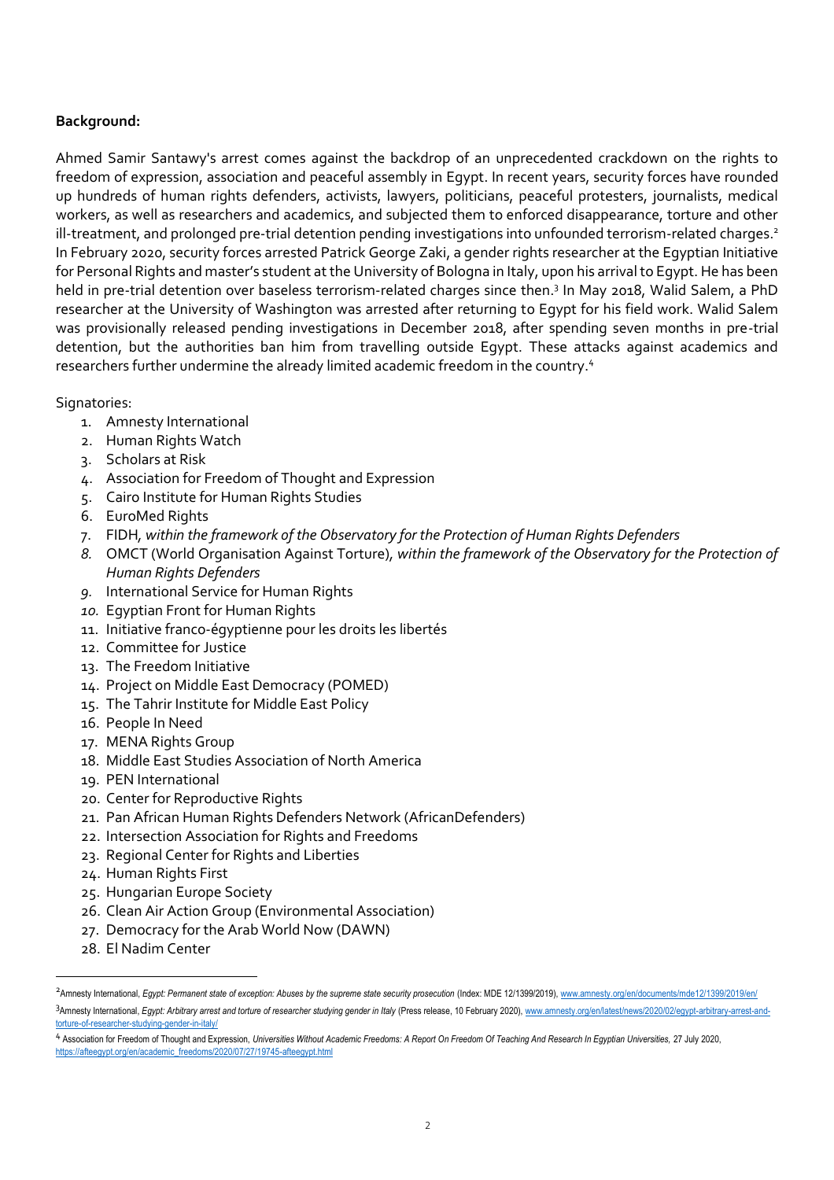**Background:**

Ahmed Samir Santawy's arrest comes against the backdrop of an unprecedented crackdown on the rights to freedom of expression, association and peaceful assembly in Egypt. In recent years, security forces have rounded up hundreds of human rights defenders, activists, lawyers, politicians, peaceful protesters, journalists, medical workers, as well as researchers and academics, and subjected them to enforced disappearance, torture and other ill-treatment, and prolonged pre-trial detention pending investigations into unfounded terrorism-related charges.[2] In February 2020, security forces arrested Patrick George Zaki, a gender rights researcher at the Egyptian Initiative for Personal Rights and master's student at the University of Bologna in Italy, upon his arrival to Egypt. He has been held in pre-trial detention over baseless terrorism-related charges since then.[3] In May 2018, Walid Salem, a PhD researcher at the University of Washington was arrested after returning to Egypt for his field work. Walid Salem was provisionally released pending investigations in December 2018, after spending seven months in pre-trial detention, but the authorities ban him from travelling outside Egypt. These attacks against academics and researchers further undermine the already limited academic freedom in the country.[4]

Signatories:

1. Amnesty International
2. Human Rights Watch
3. Scholars at Risk
4. Association for Freedom of Thought and Expression
5. Cairo Institute for Human Rights Studies
6. EuroMed Rights
7. FIDH, *within the framework of the Observatory for the Protection of Human Rights Defenders*
8. OMCT (World Organisation Against Torture), *within the framework of the Observatory for the Protection of Human Rights Defenders*
9. International Service for Human Rights
10. Egyptian Front for Human Rights
11. Initiative franco-égyptienne pour les droits les libertés
12. Committee for Justice
13. The Freedom Initiative
14. Project on Middle East Democracy (POMED)
15. The Tahrir Institute for Middle East Policy
16. People In Need
17. MENA Rights Group
18. Middle East Studies Association of North America
19. PEN International
20. Center for Reproductive Rights
21. Pan African Human Rights Defenders Network (AfricanDefenders)
22. Intersection Association for Rights and Freedoms
23. Regional Center for Rights and Liberties
24. Human Rights First
25. Hungarian Europe Society
26. Clean Air Action Group (Environmental Association)
27. Democracy for the Arab World Now (DAWN)
28. El Nadim Center

---

[2] Amnesty International, *Egypt: Permanent state of exception: Abuses by the supreme state security prosecution* (Index: MDE 12/1399/2019), www.amnesty.org/en/documents/mde12/1399/2019/en/

[3] Amnesty International, *Egypt: Arbitrary arrest and torture of researcher studying gender in Italy* (Press release, 10 February 2020), www.amnesty.org/en/latest/news/2020/02/egypt-arbitrary-arrest-and-torture-of-researcher-studying-gender-in-italy/

[4] Association for Freedom of Thought and Expression, *Universities Without Academic Freedoms: A Report On Freedom Of Teaching And Research In Egyptian Universities,* 27 July 2020, https://afteegypt.org/en/academic_freedoms/2020/07/27/19745-afteegypt.html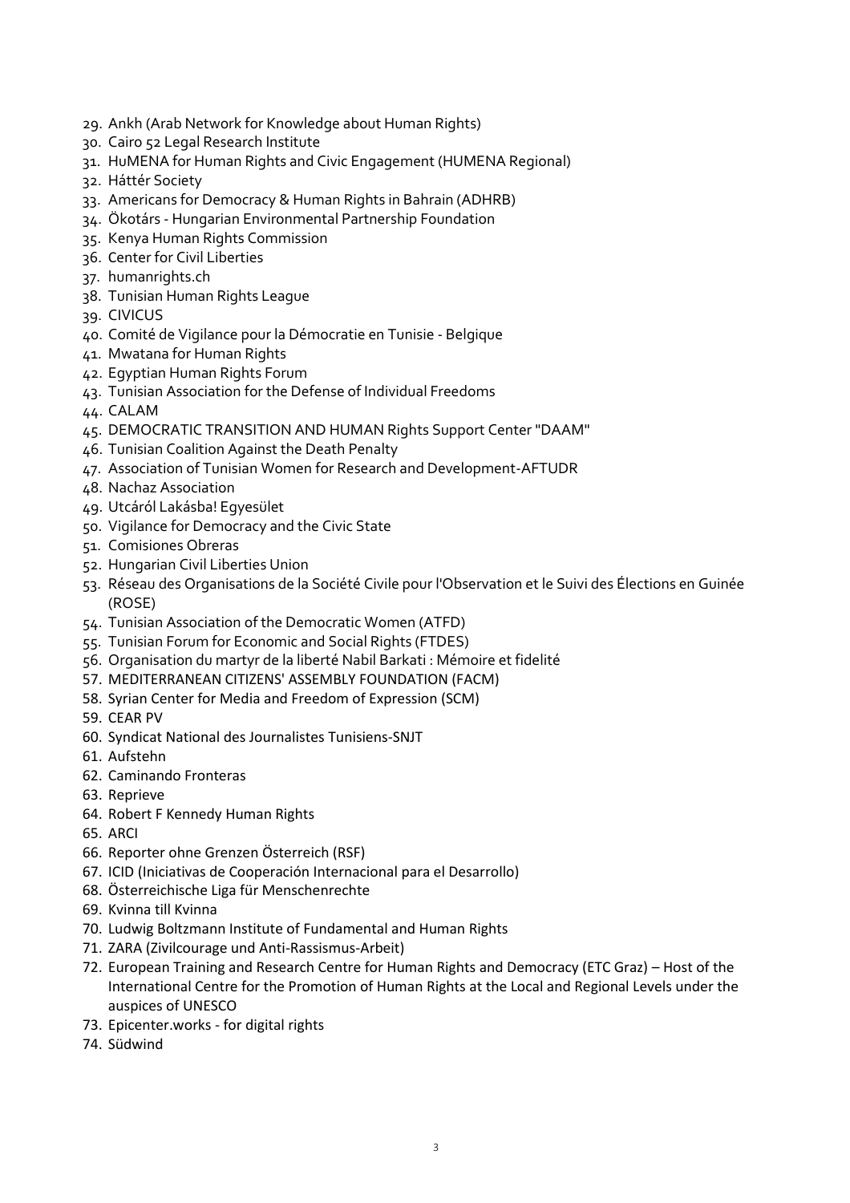29. Ankh (Arab Network for Knowledge about Human Rights)
30. Cairo 52 Legal Research Institute
31. HuMENA for Human Rights and Civic Engagement (HUMENA Regional)
32. Háttér Society
33. Americans for Democracy & Human Rights in Bahrain (ADHRB)
34. Ökotárs - Hungarian Environmental Partnership Foundation
35. Kenya Human Rights Commission
36. Center for Civil Liberties
37. humanrights.ch
38. Tunisian Human Rights League
39. CIVICUS
40. Comité de Vigilance pour la Démocratie en Tunisie - Belgique
41. Mwatana for Human Rights
42. Egyptian Human Rights Forum
43. Tunisian Association for the Defense of Individual Freedoms
44. CALAM
45. DEMOCRATIC TRANSITION AND HUMAN Rights Support Center "DAAM"
46. Tunisian Coalition Against the Death Penalty
47. Association of Tunisian Women for Research and Development-AFTUDR
48. Nachaz Association
49. Utcáról Lakásba! Egyesület
50. Vigilance for Democracy and the Civic State
51. Comisiones Obreras
52. Hungarian Civil Liberties Union
53. Réseau des Organisations de la Société Civile pour l'Observation et le Suivi des Élections en Guinée (ROSE)
54. Tunisian Association of the Democratic Women (ATFD)
55. Tunisian Forum for Economic and Social Rights (FTDES)
56. Organisation du martyr de la liberté Nabil Barkati : Mémoire et fidelité
57. MEDITERRANEAN CITIZENS' ASSEMBLY FOUNDATION (FACM)
58. Syrian Center for Media and Freedom of Expression (SCM)
59. CEAR PV
60. Syndicat National des Journalistes Tunisiens-SNJT
61. Aufstehn
62. Caminando Fronteras
63. Reprieve
64. Robert F Kennedy Human Rights
65. ARCI
66. Reporter ohne Grenzen Österreich (RSF)
67. ICID (Iniciativas de Cooperación Internacional para el Desarrollo)
68. Österreichische Liga für Menschenrechte
69. Kvinna till Kvinna
70. Ludwig Boltzmann Institute of Fundamental and Human Rights
71. ZARA (Zivilcourage und Anti-Rassismus-Arbeit)
72. European Training and Research Centre for Human Rights and Democracy (ETC Graz) – Host of the International Centre for the Promotion of Human Rights at the Local and Regional Levels under the auspices of UNESCO
73. Epicenter.works - for digital rights
74. Südwind